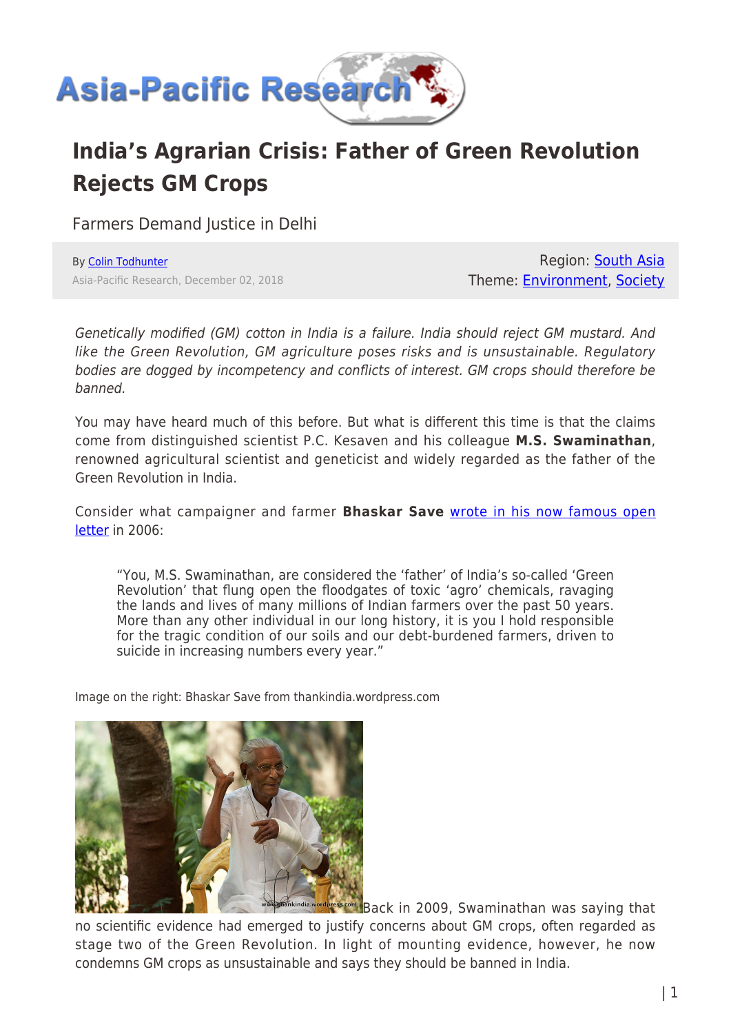# India's Agrarian Crisis: Father of Green Revolution Rejects GM Crops

## Farmers Demand Justice in Delhi

By Colin Todhunter
Asia-Pacific Research, December 02, 2018

Region: South Asia
Theme: Environment, Society

*Genetically modified (GM) cotton in India is a failure. India should reject GM mustard. And like the Green Revolution, GM agriculture poses risks and is unsustainable. Regulatory bodies are dogged by incompetency and conflicts of interest. GM crops should therefore be banned.*

You may have heard much of this before. But what is different this time is that the claims come from distinguished scientist P.C. Kesaven and his colleague **M.S. Swaminathan**, renowned agricultural scientist and geneticist and widely regarded as the father of the Green Revolution in India.

Consider what campaigner and farmer **Bhaskar Save** wrote in his now famous open letter in 2006:

> "You, M.S. Swaminathan, are considered the 'father' of India's so-called 'Green Revolution' that flung open the floodgates of toxic 'agro' chemicals, ravaging the lands and lives of many millions of Indian farmers over the past 50 years. More than any other individual in our long history, it is you I hold responsible for the tragic condition of our soils and our debt-burdened farmers, driven to suicide in increasing numbers every year."

Image on the right: Bhaskar Save from thankindia.wordpress.com

Back in 2009, Swaminathan was saying that no scientific evidence had emerged to justify concerns about GM crops, often regarded as stage two of the Green Revolution. In light of mounting evidence, however, he now condemns GM crops as unsustainable and says they should be banned in India.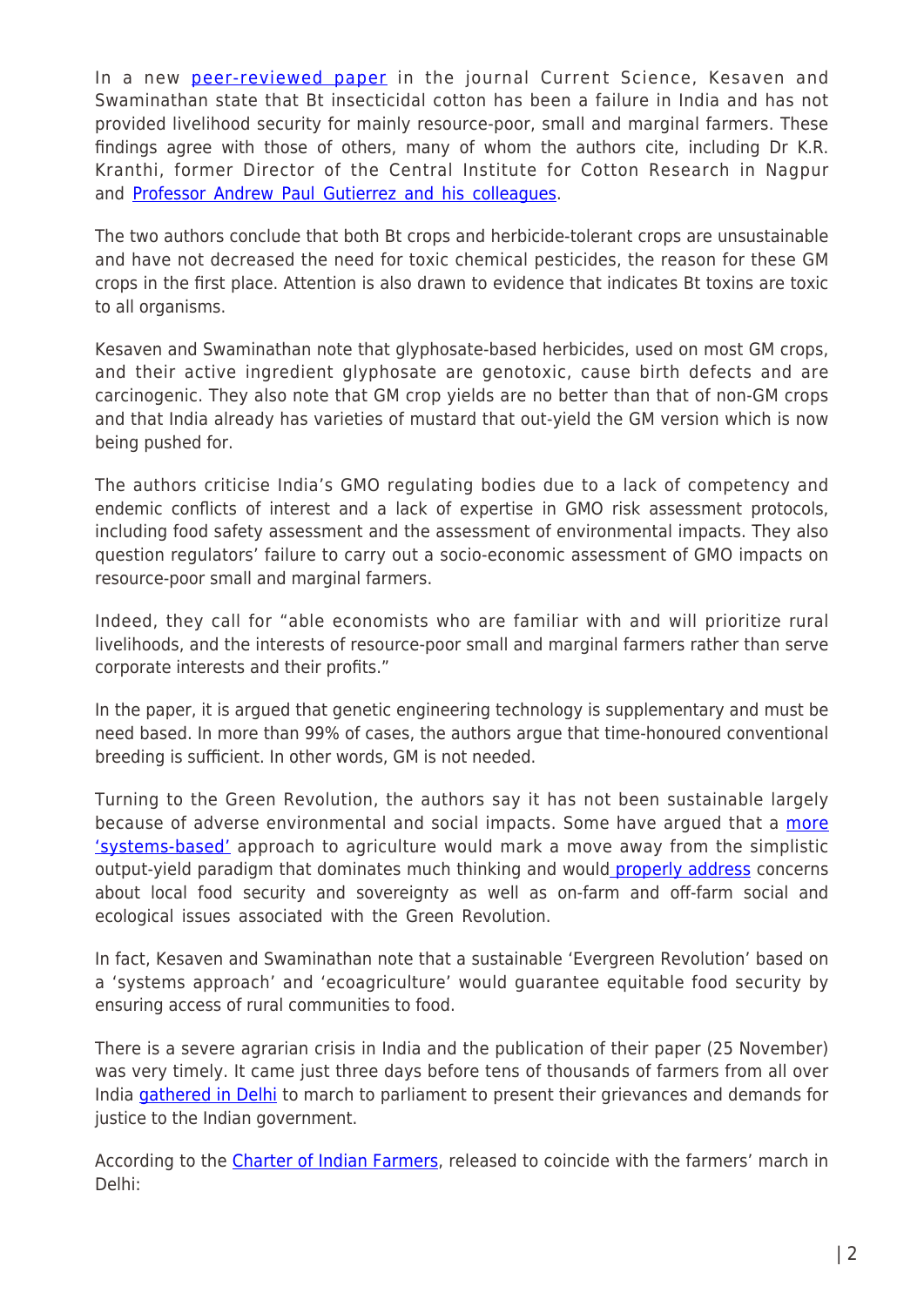In a new peer-reviewed paper in the journal Current Science, Kesaven and Swaminathan state that Bt insecticidal cotton has been a failure in India and has not provided livelihood security for mainly resource-poor, small and marginal farmers. These findings agree with those of others, many of whom the authors cite, including Dr K.R. Kranthi, former Director of the Central Institute for Cotton Research in Nagpur and Professor Andrew Paul Gutierrez and his colleagues.

The two authors conclude that both Bt crops and herbicide-tolerant crops are unsustainable and have not decreased the need for toxic chemical pesticides, the reason for these GM crops in the first place. Attention is also drawn to evidence that indicates Bt toxins are toxic to all organisms.

Kesaven and Swaminathan note that glyphosate-based herbicides, used on most GM crops, and their active ingredient glyphosate are genotoxic, cause birth defects and are carcinogenic. They also note that GM crop yields are no better than that of non-GM crops and that India already has varieties of mustard that out-yield the GM version which is now being pushed for.

The authors criticise India's GMO regulating bodies due to a lack of competency and endemic conflicts of interest and a lack of expertise in GMO risk assessment protocols, including food safety assessment and the assessment of environmental impacts. They also question regulators' failure to carry out a socio-economic assessment of GMO impacts on resource-poor small and marginal farmers.

Indeed, they call for "able economists who are familiar with and will prioritize rural livelihoods, and the interests of resource-poor small and marginal farmers rather than serve corporate interests and their profits."

In the paper, it is argued that genetic engineering technology is supplementary and must be need based. In more than 99% of cases, the authors argue that time-honoured conventional breeding is sufficient. In other words, GM is not needed.

Turning to the Green Revolution, the authors say it has not been sustainable largely because of adverse environmental and social impacts. Some have argued that a more 'systems-based' approach to agriculture would mark a move away from the simplistic output-yield paradigm that dominates much thinking and would properly address concerns about local food security and sovereignty as well as on-farm and off-farm social and ecological issues associated with the Green Revolution.

In fact, Kesaven and Swaminathan note that a sustainable 'Evergreen Revolution' based on a 'systems approach' and 'ecoagriculture' would guarantee equitable food security by ensuring access of rural communities to food.

There is a severe agrarian crisis in India and the publication of their paper (25 November) was very timely. It came just three days before tens of thousands of farmers from all over India gathered in Delhi to march to parliament to present their grievances and demands for justice to the Indian government.

According to the Charter of Indian Farmers, released to coincide with the farmers' march in Delhi: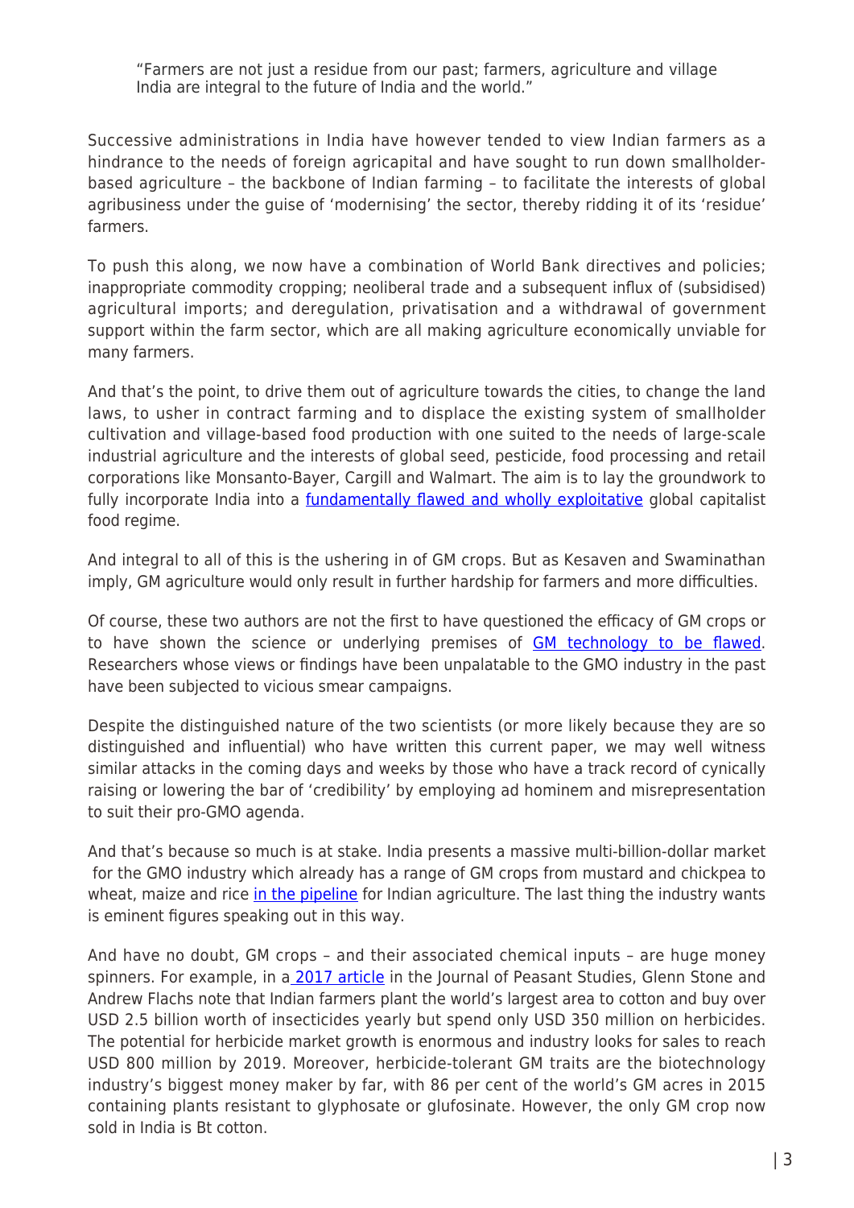> "Farmers are not just a residue from our past; farmers, agriculture and village India are integral to the future of India and the world."

Successive administrations in India have however tended to view Indian farmers as a hindrance to the needs of foreign agricapital and have sought to run down smallholder-based agriculture – the backbone of Indian farming – to facilitate the interests of global agribusiness under the guise of 'modernising' the sector, thereby ridding it of its 'residue' farmers.

To push this along, we now have a combination of World Bank directives and policies; inappropriate commodity cropping; neoliberal trade and a subsequent influx of (subsidised) agricultural imports; and deregulation, privatisation and a withdrawal of government support within the farm sector, which are all making agriculture economically unviable for many farmers.

And that's the point, to drive them out of agriculture towards the cities, to change the land laws, to usher in contract farming and to displace the existing system of smallholder cultivation and village-based food production with one suited to the needs of large-scale industrial agriculture and the interests of global seed, pesticide, food processing and retail corporations like Monsanto-Bayer, Cargill and Walmart. The aim is to lay the groundwork to fully incorporate India into a fundamentally flawed and wholly exploitative global capitalist food regime.

And integral to all of this is the ushering in of GM crops. But as Kesaven and Swaminathan imply, GM agriculture would only result in further hardship for farmers and more difficulties.

Of course, these two authors are not the first to have questioned the efficacy of GM crops or to have shown the science or underlying premises of GM technology to be flawed. Researchers whose views or findings have been unpalatable to the GMO industry in the past have been subjected to vicious smear campaigns.

Despite the distinguished nature of the two scientists (or more likely because they are so distinguished and influential) who have written this current paper, we may well witness similar attacks in the coming days and weeks by those who have a track record of cynically raising or lowering the bar of 'credibility' by employing ad hominem and misrepresentation to suit their pro-GMO agenda.

And that's because so much is at stake. India presents a massive multi-billion-dollar market for the GMO industry which already has a range of GM crops from mustard and chickpea to wheat, maize and rice in the pipeline for Indian agriculture. The last thing the industry wants is eminent figures speaking out in this way.

And have no doubt, GM crops – and their associated chemical inputs – are huge money spinners. For example, in a 2017 article in the Journal of Peasant Studies, Glenn Stone and Andrew Flachs note that Indian farmers plant the world's largest area to cotton and buy over USD 2.5 billion worth of insecticides yearly but spend only USD 350 million on herbicides. The potential for herbicide market growth is enormous and industry looks for sales to reach USD 800 million by 2019. Moreover, herbicide-tolerant GM traits are the biotechnology industry's biggest money maker by far, with 86 per cent of the world's GM acres in 2015 containing plants resistant to glyphosate or glufosinate. However, the only GM crop now sold in India is Bt cotton.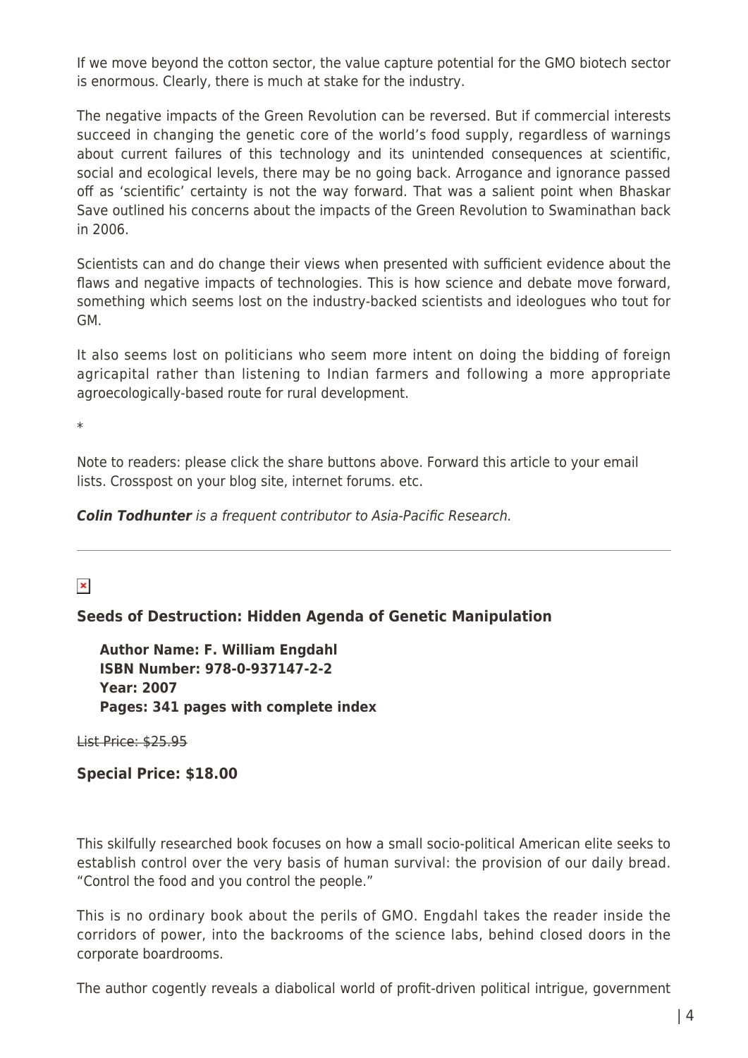If we move beyond the cotton sector, the value capture potential for the GMO biotech sector is enormous. Clearly, there is much at stake for the industry.

The negative impacts of the Green Revolution can be reversed. But if commercial interests succeed in changing the genetic core of the world's food supply, regardless of warnings about current failures of this technology and its unintended consequences at scientific, social and ecological levels, there may be no going back. Arrogance and ignorance passed off as 'scientific' certainty is not the way forward. That was a salient point when Bhaskar Save outlined his concerns about the impacts of the Green Revolution to Swaminathan back in 2006.

Scientists can and do change their views when presented with sufficient evidence about the flaws and negative impacts of technologies. This is how science and debate move forward, something which seems lost on the industry-backed scientists and ideologues who tout for GM.

It also seems lost on politicians who seem more intent on doing the bidding of foreign agricapital rather than listening to Indian farmers and following a more appropriate agroecologically-based route for rural development.

*

Note to readers: please click the share buttons above. Forward this article to your email lists. Crosspost on your blog site, internet forums. etc.

***Colin Todhunter*** *is a frequent contributor to Asia-Pacific Research.*

---

### Seeds of Destruction: Hidden Agenda of Genetic Manipulation

**Author Name: F. William Engdahl**
**ISBN Number: 978-0-937147-2-2**
**Year: 2007**
**Pages: 341 pages with complete index**

~~List Price: $25.95~~

**Special Price: $18.00**

This skilfully researched book focuses on how a small socio-political American elite seeks to establish control over the very basis of human survival: the provision of our daily bread. "Control the food and you control the people."

This is no ordinary book about the perils of GMO. Engdahl takes the reader inside the corridors of power, into the backrooms of the science labs, behind closed doors in the corporate boardrooms.

The author cogently reveals a diabolical world of profit-driven political intrigue, government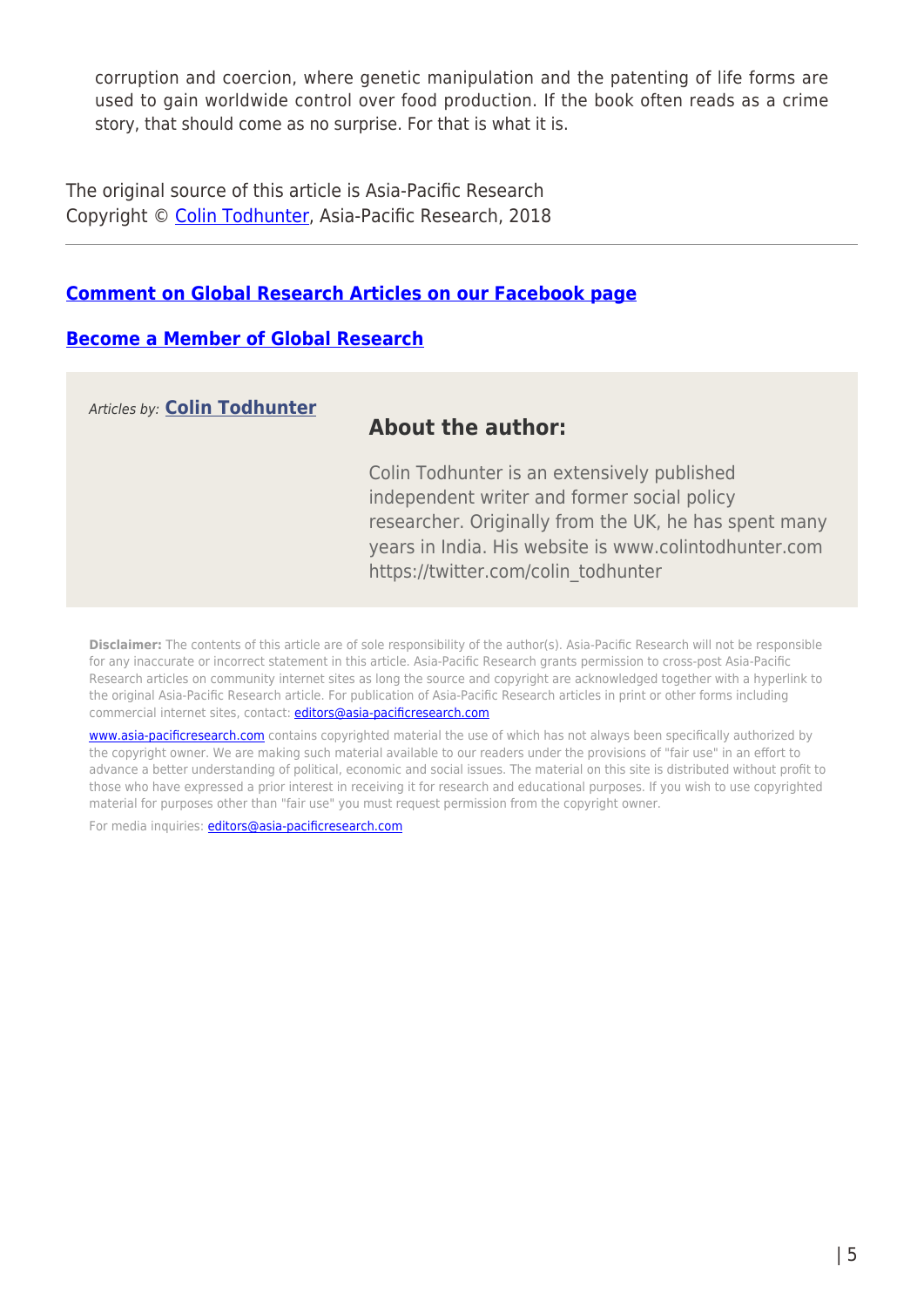> corruption and coercion, where genetic manipulation and the patenting of life forms are used to gain worldwide control over food production. If the book often reads as a crime story, that should come as no surprise. For that is what it is.

The original source of this article is Asia-Pacific Research
Copyright © Colin Todhunter, Asia-Pacific Research, 2018

---

**Comment on Global Research Articles on our Facebook page**

**Become a Member of Global Research**

*Articles by:* **Colin Todhunter**

## About the author:

Colin Todhunter is an extensively published independent writer and former social policy researcher. Originally from the UK, he has spent many years in India. His website is www.colintodhunter.com https://twitter.com/colin_todhunter

**Disclaimer:** The contents of this article are of sole responsibility of the author(s). Asia-Pacific Research will not be responsible for any inaccurate or incorrect statement in this article. Asia-Pacific Research grants permission to cross-post Asia-Pacific Research articles on community internet sites as long the source and copyright are acknowledged together with a hyperlink to the original Asia-Pacific Research article. For publication of Asia-Pacific Research articles in print or other forms including commercial internet sites, contact: editors@asia-pacificresearch.com

www.asia-pacificresearch.com contains copyrighted material the use of which has not always been specifically authorized by the copyright owner. We are making such material available to our readers under the provisions of "fair use" in an effort to advance a better understanding of political, economic and social issues. The material on this site is distributed without profit to those who have expressed a prior interest in receiving it for research and educational purposes. If you wish to use copyrighted material for purposes other than "fair use" you must request permission from the copyright owner.

For media inquiries: editors@asia-pacificresearch.com